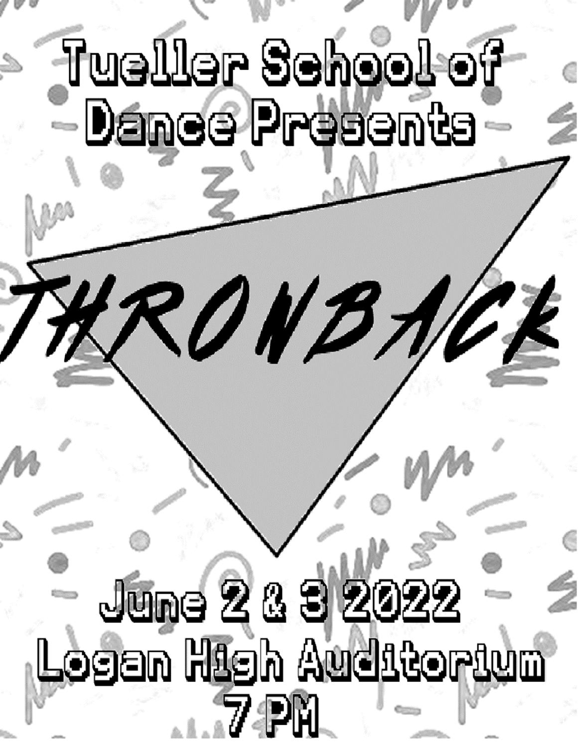# Tueller School of Dance Presents

# THROWBACK

June 2 & 3 2022

Logan High Auditorium

7 PM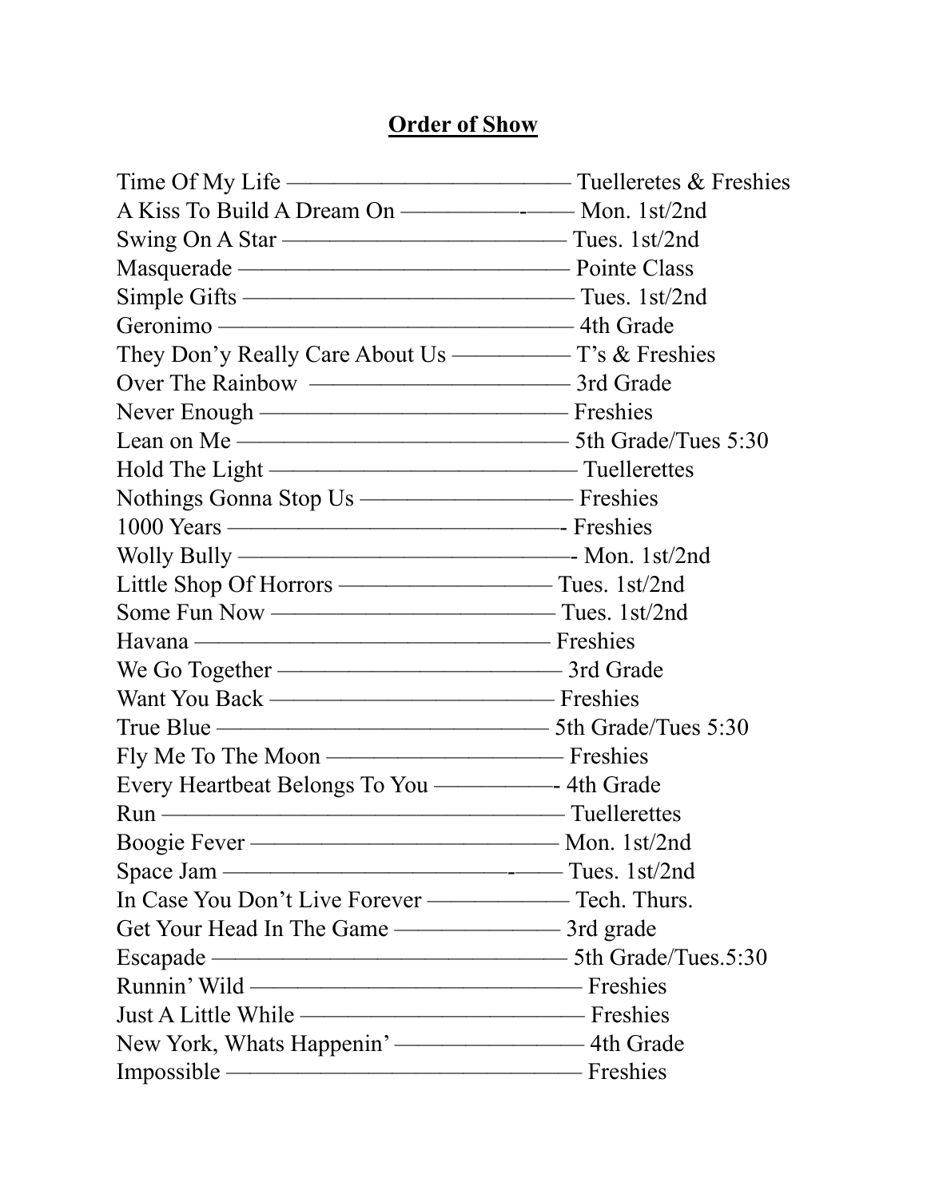# Order of Show

Time Of My Life ———————————— Tuelleretes & Freshies
A Kiss To Build A Dream On ——————-—— Mon. 1st/2nd
Swing On A Star ————————————— Tues. 1st/2nd
Masquerade ——————————————— Pointe Class
Simple Gifts ——————————————— Tues. 1st/2nd
Geronimo ———————————————— 4th Grade
They Don'y Really Care About Us ————— T's & Freshies
Over The Rainbow ——————————— 3rd Grade
Never Enough ——————————————Freshies
Lean on Me ——————————————— 5th Grade/Tues 5:30
Hold The Light ——————————————Tuellerettes
Nothings Gonna Stop Us ——————————Freshies
1000 Years ———————————————- Freshies
Wolly Bully ———————————————- Mon. 1st/2nd
Little Shop Of Horrors ————————— Tues. 1st/2nd
Some Fun Now ————————————— Tues. 1st/2nd
Havana ———————————————— Freshies
We Go Together ———————————— 3rd Grade
Want You Back ————————————— Freshies
True Blue ———————————————— 5th Grade/Tues 5:30
Fly Me To The Moon ———————————Freshies
Every Heartbeat Belongs To You ——————- 4th Grade
Run ———————————————————Tuellerettes
Boogie Fever ——————————————— Mon. 1st/2nd
Space Jam ————————————-——— Tues. 1st/2nd
In Case You Don't Live Forever ————— Tech. Thurs.
Get Your Head In The Game ———————— 3rd grade
Escapade ———————————————— 5th Grade/Tues.5:30
Runnin' Wild ——————————————— Freshies
Just A Little While ———————————— Freshies
New York, Whats Happenin' ———————— 4th Grade
Impossible ———————————————— Freshies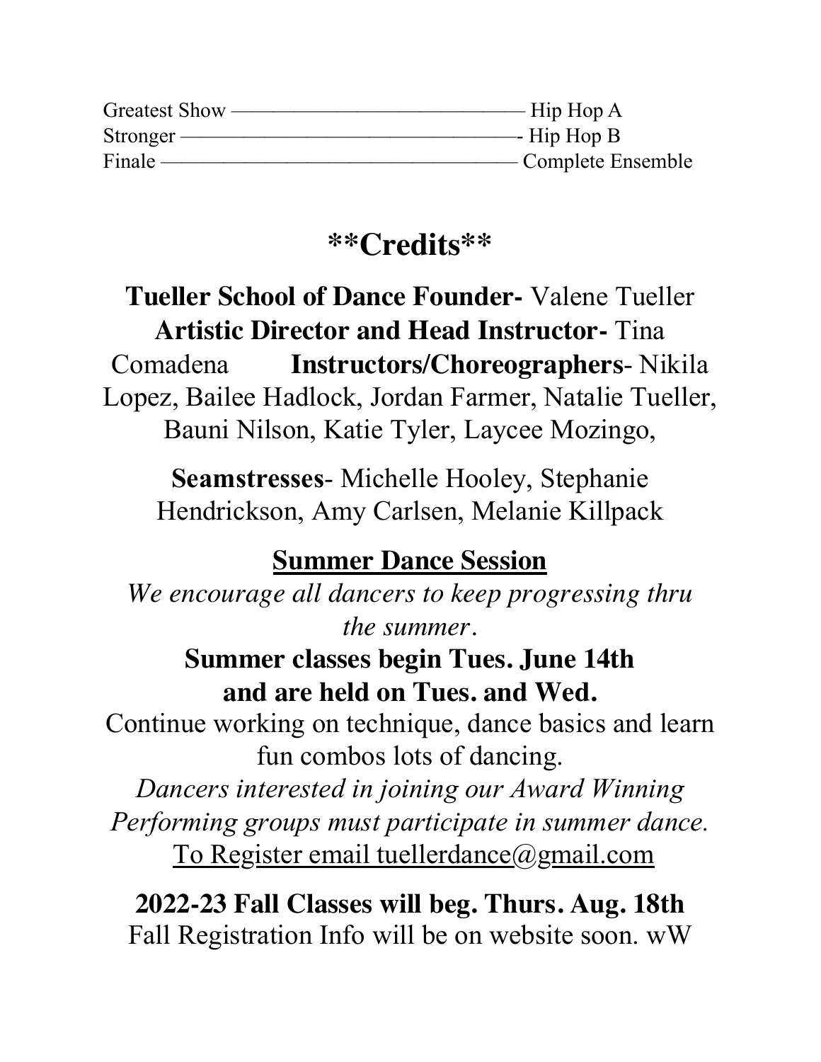Greatest Show ———————————————— Hip Hop A
Stronger ——————————————————- Hip Hop B
Finale ——————————————————— Complete Ensemble

# **Credits**

**Tueller School of Dance Founder-** Valene Tueller
**Artistic Director and Head Instructor-** Tina Comadena **Instructors/Choreographers**- Nikila Lopez, Bailee Hadlock, Jordan Farmer, Natalie Tueller, Bauni Nilson, Katie Tyler, Laycee Mozingo,

**Seamstresses**- Michelle Hooley, Stephanie Hendrickson, Amy Carlsen, Melanie Killpack

## Summer Dance Session

*We encourage all dancers to keep progressing thru the summer.*

**Summer classes begin Tues. June 14th and are held on Tues. and Wed.**

Continue working on technique, dance basics and learn fun combos lots of dancing.

*Dancers interested in joining our Award Winning Performing groups must participate in summer dance.*

To Register email tuellerdance@gmail.com

**2022-23 Fall Classes will beg. Thurs. Aug. 18th**
Fall Registration Info will be on website soon. wW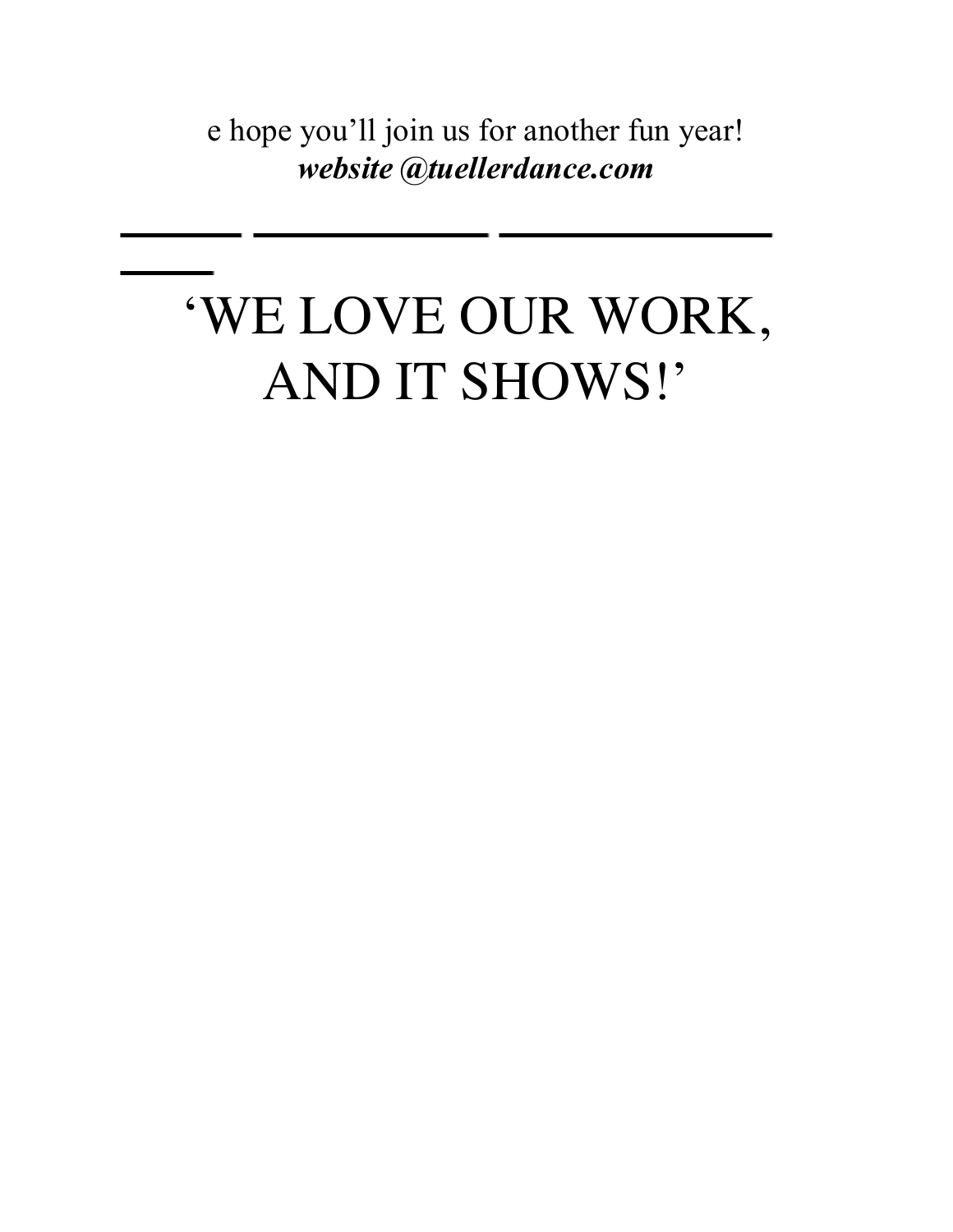e hope you'll join us for another fun year!
***website @tuellerdance.com***

---

# 'WE LOVE OUR WORK, AND IT SHOWS!'